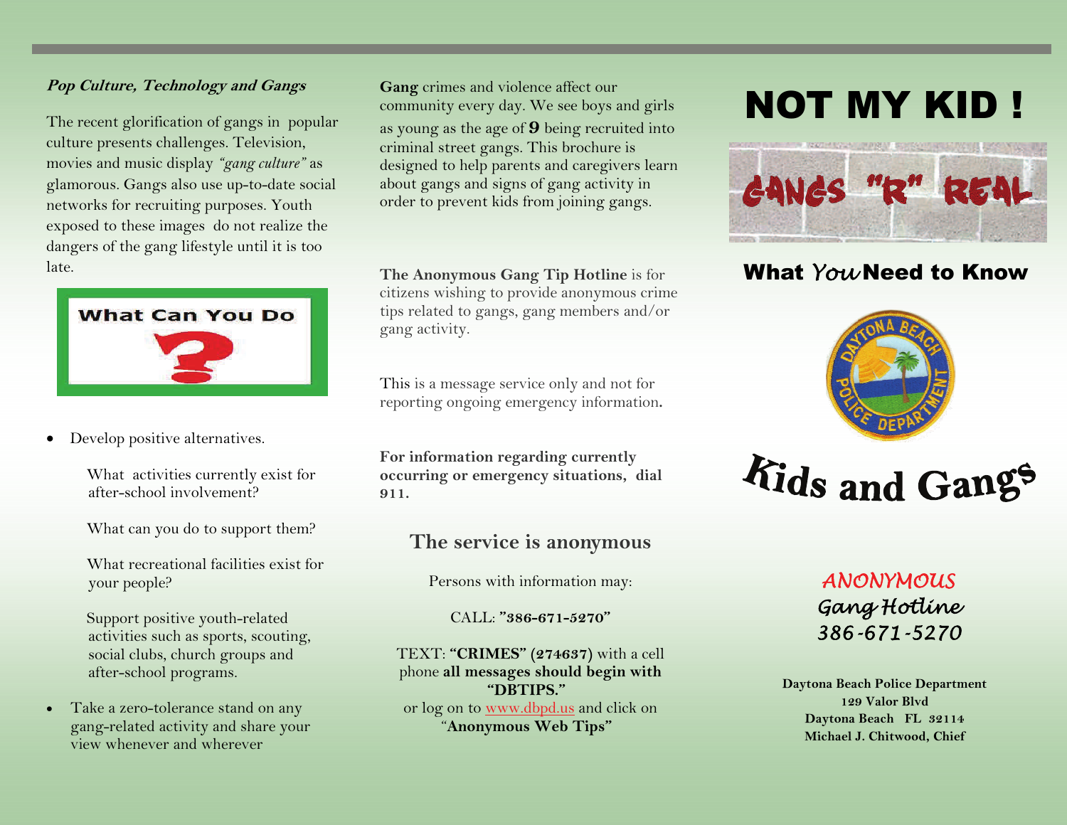***Pop Culture, Technology and Gangs***

The recent glorification of gangs in popular culture presents challenges. Television, movies and music display *"gang culture"* as glamorous. Gangs also use up-to-date social networks for recruiting purposes. Youth exposed to these images do not realize the dangers of the gang lifestyle until it is too late.

**What Can You Do ?**

- Develop positive alternatives.

  What activities currently exist for after-school involvement?

  What can you do to support them?

  What recreational facilities exist for your people?

  Support positive youth-related activities such as sports, scouting, social clubs, church groups and after-school programs.

- Take a zero-tolerance stand on any gang-related activity and share your view whenever and wherever

**Gang** crimes and violence affect our community every day. We see boys and girls as young as the age of **9** being recruited into criminal street gangs. This brochure is designed to help parents and caregivers learn about gangs and signs of gang activity in order to prevent kids from joining gangs.

**The Anonymous Gang Tip Hotline** is for citizens wishing to provide anonymous crime tips related to gangs, gang members and/or gang activity.

This is a message service only and not for reporting ongoing emergency information.

**For information regarding currently occurring or emergency situations, dial 911.**

## The service is anonymous

Persons with information may:

CALL: **"386-671-5270"**

TEXT: **"CRIMES" (274637)** with a cell phone **all messages should begin with "DBTIPS."**
or log on to www.dbpd.us and click on "**Anonymous Web Tips"**

# NOT MY KID !

GANGS "R" REAL

## What *You* Need to Know

# Kids and Gangs

*ANONYMOUS*
*Gang Hotline*
*386-671-5270*

**Daytona Beach Police Department**
**129 Valor Blvd**
**Daytona Beach FL 32114**
**Michael J. Chitwood, Chief**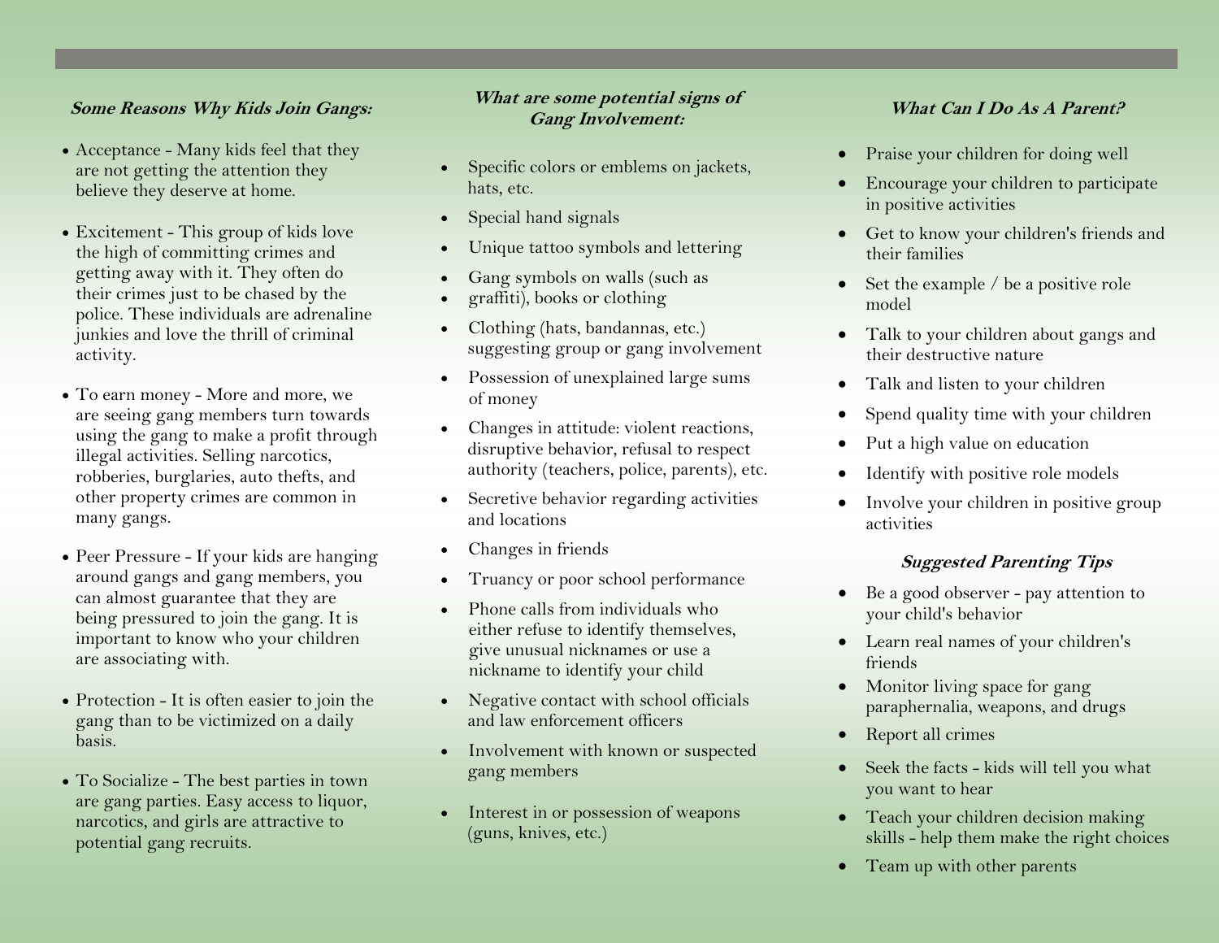### *Some Reasons Why Kids Join Gangs:*

- Acceptance - Many kids feel that they are not getting the attention they believe they deserve at home.
- Excitement - This group of kids love the high of committing crimes and getting away with it. They often do their crimes just to be chased by the police. These individuals are adrenaline junkies and love the thrill of criminal activity.
- To earn money - More and more, we are seeing gang members turn towards using the gang to make a profit through illegal activities. Selling narcotics, robberies, burglaries, auto thefts, and other property crimes are common in many gangs.
- Peer Pressure - If your kids are hanging around gangs and gang members, you can almost guarantee that they are being pressured to join the gang. It is important to know who your children are associating with.
- Protection - It is often easier to join the gang than to be victimized on a daily basis.
- To Socialize - The best parties in town are gang parties. Easy access to liquor, narcotics, and girls are attractive to potential gang recruits.

### *What are some potential signs of Gang Involvement:*

- Specific colors or emblems on jackets, hats, etc.
- Special hand signals
- Unique tattoo symbols and lettering
- Gang symbols on walls (such as
- graffiti), books or clothing
- Clothing (hats, bandannas, etc.) suggesting group or gang involvement
- Possession of unexplained large sums of money
- Changes in attitude: violent reactions, disruptive behavior, refusal to respect authority (teachers, police, parents), etc.
- Secretive behavior regarding activities and locations
- Changes in friends
- Truancy or poor school performance
- Phone calls from individuals who either refuse to identify themselves, give unusual nicknames or use a nickname to identify your child
- Negative contact with school officials and law enforcement officers
- Involvement with known or suspected gang members
- Interest in or possession of weapons (guns, knives, etc.)

### *What Can I Do As A Parent?*

- Praise your children for doing well
- Encourage your children to participate in positive activities
- Get to know your children's friends and their families
- Set the example / be a positive role model
- Talk to your children about gangs and their destructive nature
- Talk and listen to your children
- Spend quality time with your children
- Put a high value on education
- Identify with positive role models
- Involve your children in positive group activities

### *Suggested Parenting Tips*

- Be a good observer - pay attention to your child's behavior
- Learn real names of your children's friends
- Monitor living space for gang paraphernalia, weapons, and drugs
- Report all crimes
- Seek the facts - kids will tell you what you want to hear
- Teach your children decision making skills - help them make the right choices
- Team up with other parents